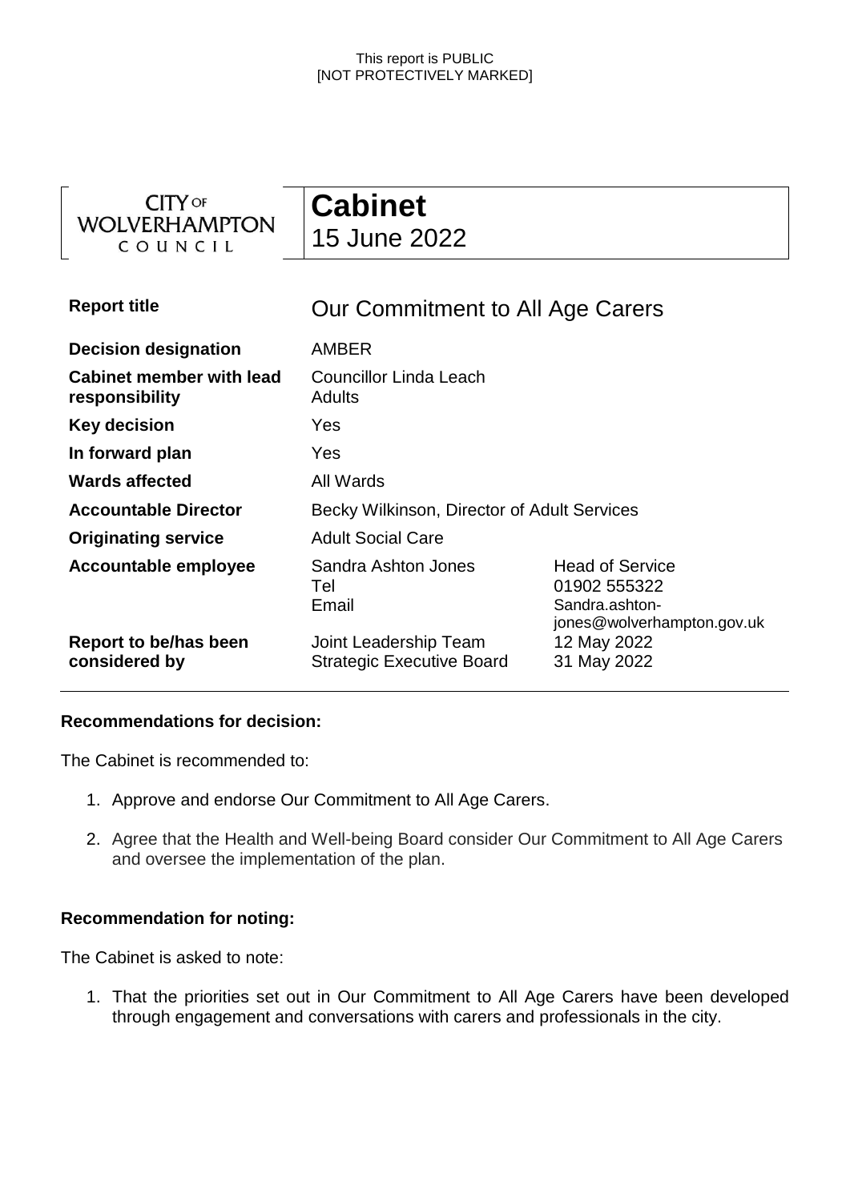This report is PUBLIC
[NOT PROTECTIVELY MARKED]

CITY OF WOLVERHAMPTON COUNCIL

# Cabinet
15 June 2022

| | | |
|---|---|---|
| **Report title** | Our Commitment to All Age Carers | |
| **Decision designation** | AMBER | |
| **Cabinet member with lead responsibility** | Councillor Linda Leach<br>Adults | |
| **Key decision** | Yes | |
| **In forward plan** | Yes | |
| **Wards affected** | All Wards | |
| **Accountable Director** | Becky Wilkinson, Director of Adult Services | |
| **Originating service** | Adult Social Care | |
| **Accountable employee** | Sandra Ashton Jones<br>Tel<br>Email | Head of Service<br>01902 555322<br>Sandra.ashton-jones@wolverhampton.gov.uk |
| **Report to be/has been considered by** | Joint Leadership Team<br>Strategic Executive Board | 12 May 2022<br>31 May 2022 |

**Recommendations for decision:**

The Cabinet is recommended to:

1. Approve and endorse Our Commitment to All Age Carers.
2. Agree that the Health and Well-being Board consider Our Commitment to All Age Carers and oversee the implementation of the plan.

**Recommendation for noting:**

The Cabinet is asked to note:

1. That the priorities set out in Our Commitment to All Age Carers have been developed through engagement and conversations with carers and professionals in the city.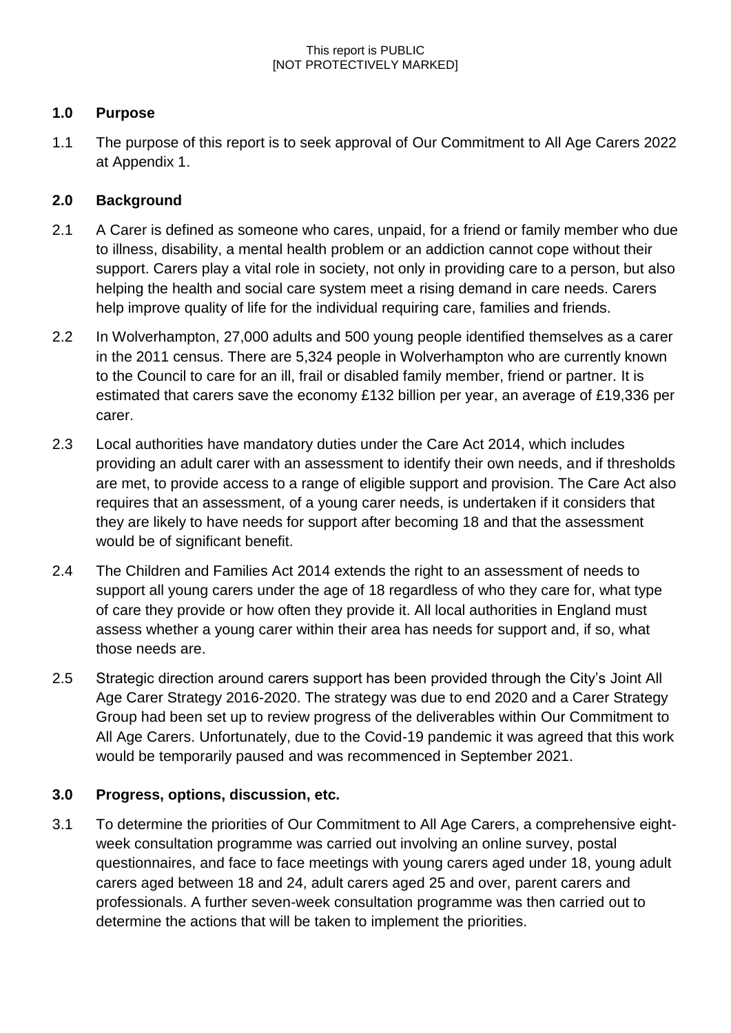## 1.0 Purpose

1.1 The purpose of this report is to seek approval of Our Commitment to All Age Carers 2022 at Appendix 1.

## 2.0 Background

2.1 A Carer is defined as someone who cares, unpaid, for a friend or family member who due to illness, disability, a mental health problem or an addiction cannot cope without their support. Carers play a vital role in society, not only in providing care to a person, but also helping the health and social care system meet a rising demand in care needs. Carers help improve quality of life for the individual requiring care, families and friends.

2.2 In Wolverhampton, 27,000 adults and 500 young people identified themselves as a carer in the 2011 census. There are 5,324 people in Wolverhampton who are currently known to the Council to care for an ill, frail or disabled family member, friend or partner. It is estimated that carers save the economy £132 billion per year, an average of £19,336 per carer.

2.3 Local authorities have mandatory duties under the Care Act 2014, which includes providing an adult carer with an assessment to identify their own needs, and if thresholds are met, to provide access to a range of eligible support and provision. The Care Act also requires that an assessment, of a young carer needs, is undertaken if it considers that they are likely to have needs for support after becoming 18 and that the assessment would be of significant benefit.

2.4 The Children and Families Act 2014 extends the right to an assessment of needs to support all young carers under the age of 18 regardless of who they care for, what type of care they provide or how often they provide it. All local authorities in England must assess whether a young carer within their area has needs for support and, if so, what those needs are.

2.5 Strategic direction around carers support has been provided through the City's Joint All Age Carer Strategy 2016-2020. The strategy was due to end 2020 and a Carer Strategy Group had been set up to review progress of the deliverables within Our Commitment to All Age Carers. Unfortunately, due to the Covid-19 pandemic it was agreed that this work would be temporarily paused and was recommenced in September 2021.

## 3.0 Progress, options, discussion, etc.

3.1 To determine the priorities of Our Commitment to All Age Carers, a comprehensive eight-week consultation programme was carried out involving an online survey, postal questionnaires, and face to face meetings with young carers aged under 18, young adult carers aged between 18 and 24, adult carers aged 25 and over, parent carers and professionals. A further seven-week consultation programme was then carried out to determine the actions that will be taken to implement the priorities.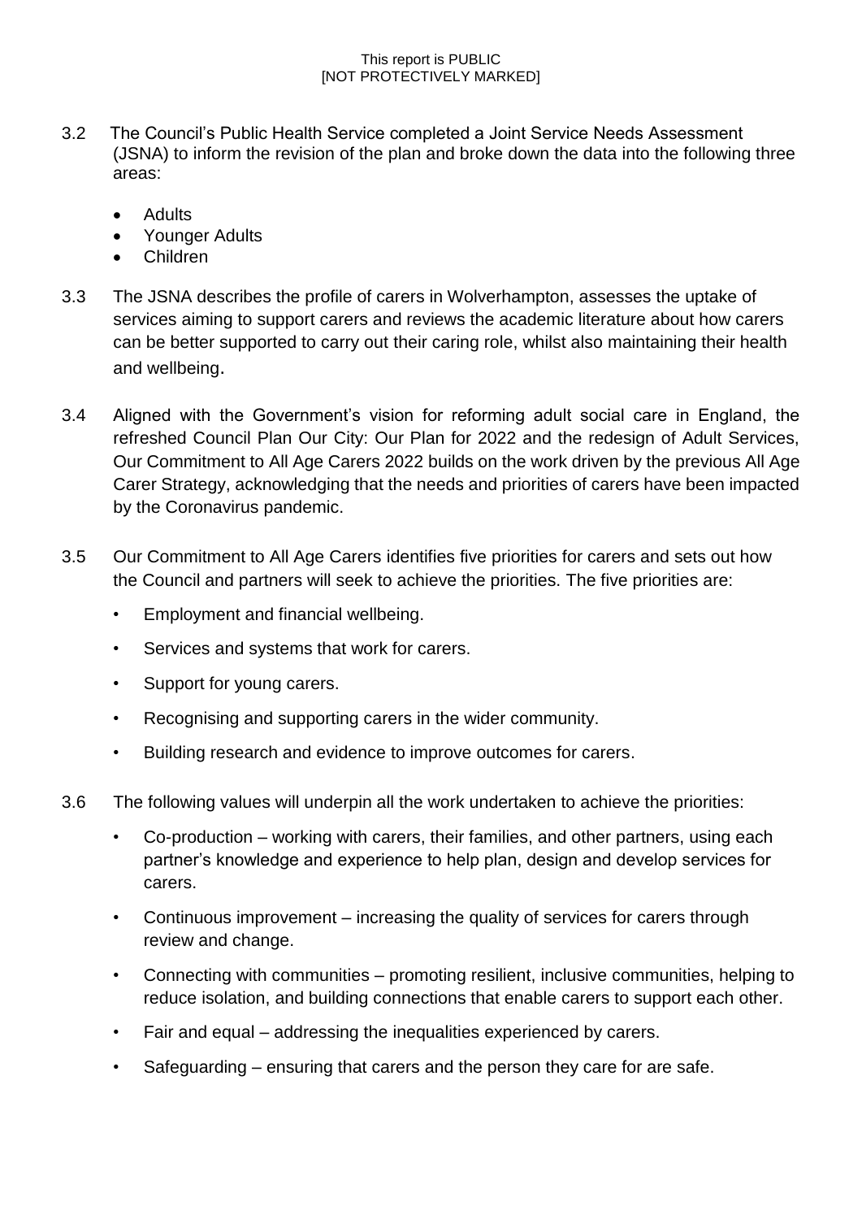3.2 The Council's Public Health Service completed a Joint Service Needs Assessment (JSNA) to inform the revision of the plan and broke down the data into the following three areas:

- Adults
- Younger Adults
- Children

3.3 The JSNA describes the profile of carers in Wolverhampton, assesses the uptake of services aiming to support carers and reviews the academic literature about how carers can be better supported to carry out their caring role, whilst also maintaining their health and wellbeing.

3.4 Aligned with the Government's vision for reforming adult social care in England, the refreshed Council Plan Our City: Our Plan for 2022 and the redesign of Adult Services, Our Commitment to All Age Carers 2022 builds on the work driven by the previous All Age Carer Strategy, acknowledging that the needs and priorities of carers have been impacted by the Coronavirus pandemic.

3.5 Our Commitment to All Age Carers identifies five priorities for carers and sets out how the Council and partners will seek to achieve the priorities. The five priorities are:

- Employment and financial wellbeing.
- Services and systems that work for carers.
- Support for young carers.
- Recognising and supporting carers in the wider community.
- Building research and evidence to improve outcomes for carers.

3.6 The following values will underpin all the work undertaken to achieve the priorities:

- Co-production – working with carers, their families, and other partners, using each partner's knowledge and experience to help plan, design and develop services for carers.
- Continuous improvement – increasing the quality of services for carers through review and change.
- Connecting with communities – promoting resilient, inclusive communities, helping to reduce isolation, and building connections that enable carers to support each other.
- Fair and equal – addressing the inequalities experienced by carers.
- Safeguarding – ensuring that carers and the person they care for are safe.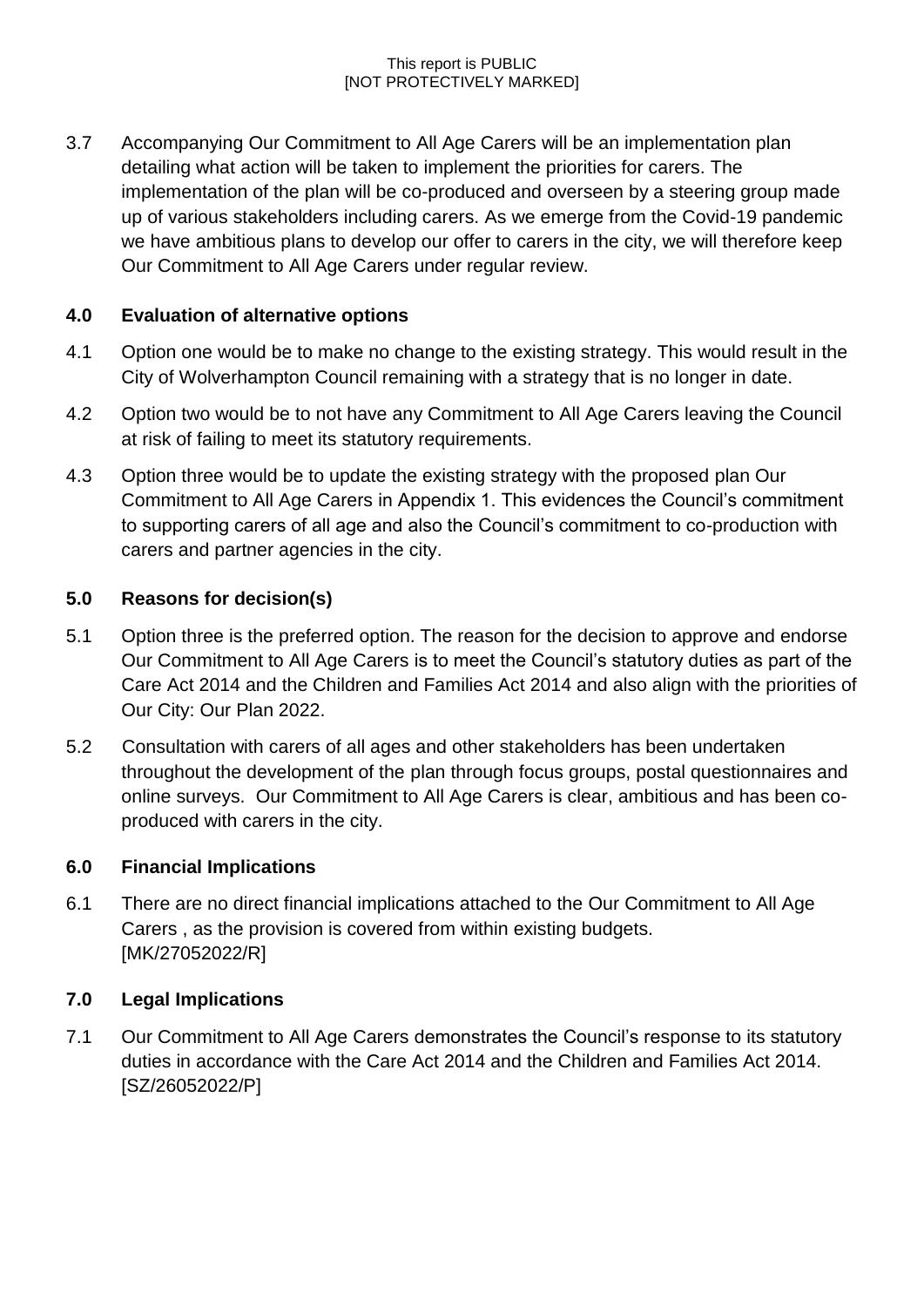3.7 Accompanying Our Commitment to All Age Carers will be an implementation plan detailing what action will be taken to implement the priorities for carers. The implementation of the plan will be co-produced and overseen by a steering group made up of various stakeholders including carers. As we emerge from the Covid-19 pandemic we have ambitious plans to develop our offer to carers in the city, we will therefore keep Our Commitment to All Age Carers under regular review.

## 4.0 Evaluation of alternative options

4.1 Option one would be to make no change to the existing strategy. This would result in the City of Wolverhampton Council remaining with a strategy that is no longer in date.

4.2 Option two would be to not have any Commitment to All Age Carers leaving the Council at risk of failing to meet its statutory requirements.

4.3 Option three would be to update the existing strategy with the proposed plan Our Commitment to All Age Carers in Appendix 1. This evidences the Council's commitment to supporting carers of all age and also the Council's commitment to co-production with carers and partner agencies in the city.

## 5.0 Reasons for decision(s)

5.1 Option three is the preferred option. The reason for the decision to approve and endorse Our Commitment to All Age Carers is to meet the Council's statutory duties as part of the Care Act 2014 and the Children and Families Act 2014 and also align with the priorities of Our City: Our Plan 2022.

5.2 Consultation with carers of all ages and other stakeholders has been undertaken throughout the development of the plan through focus groups, postal questionnaires and online surveys. Our Commitment to All Age Carers is clear, ambitious and has been co-produced with carers in the city.

## 6.0 Financial Implications

6.1 There are no direct financial implications attached to the Our Commitment to All Age Carers , as the provision is covered from within existing budgets.
[MK/27052022/R]

## 7.0 Legal Implications

7.1 Our Commitment to All Age Carers demonstrates the Council's response to its statutory duties in accordance with the Care Act 2014 and the Children and Families Act 2014.
[SZ/26052022/P]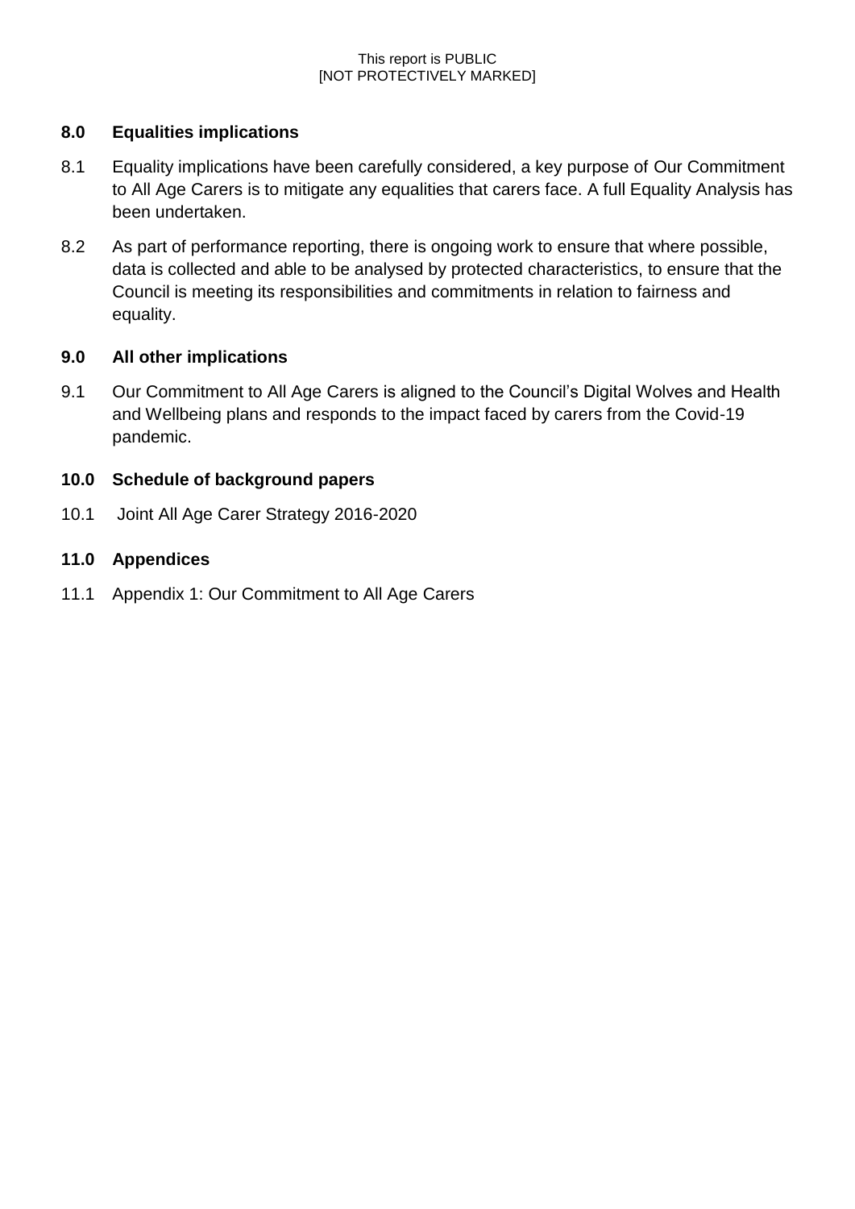## 8.0 Equalities implications

8.1 Equality implications have been carefully considered, a key purpose of Our Commitment to All Age Carers is to mitigate any equalities that carers face. A full Equality Analysis has been undertaken.

8.2 As part of performance reporting, there is ongoing work to ensure that where possible, data is collected and able to be analysed by protected characteristics, to ensure that the Council is meeting its responsibilities and commitments in relation to fairness and equality.

## 9.0 All other implications

9.1 Our Commitment to All Age Carers is aligned to the Council's Digital Wolves and Health and Wellbeing plans and responds to the impact faced by carers from the Covid-19 pandemic.

## 10.0 Schedule of background papers

10.1 Joint All Age Carer Strategy 2016-2020

## 11.0 Appendices

11.1 Appendix 1: Our Commitment to All Age Carers